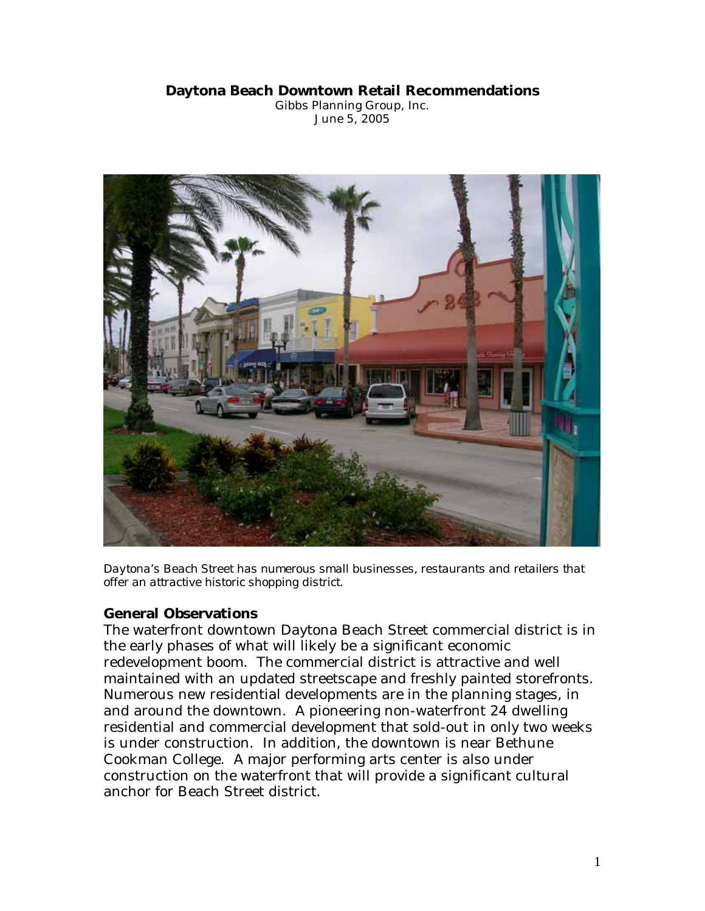# Daytona Beach Downtown Retail Recommendations

Gibbs Planning Group, Inc.
June 5, 2005

*Daytona's Beach Street has numerous small businesses, restaurants and retailers that offer an attractive historic shopping district.*

## General Observations

The waterfront downtown Daytona Beach Street commercial district is in the early phases of what will likely be a significant economic redevelopment boom. The commercial district is attractive and well maintained with an updated streetscape and freshly painted storefronts. Numerous new residential developments are in the planning stages, in and around the downtown. A pioneering non-waterfront 24 dwelling residential and commercial development that sold-out in only two weeks is under construction. In addition, the downtown is near Bethune Cookman College. A major performing arts center is also under construction on the waterfront that will provide a significant cultural anchor for Beach Street district.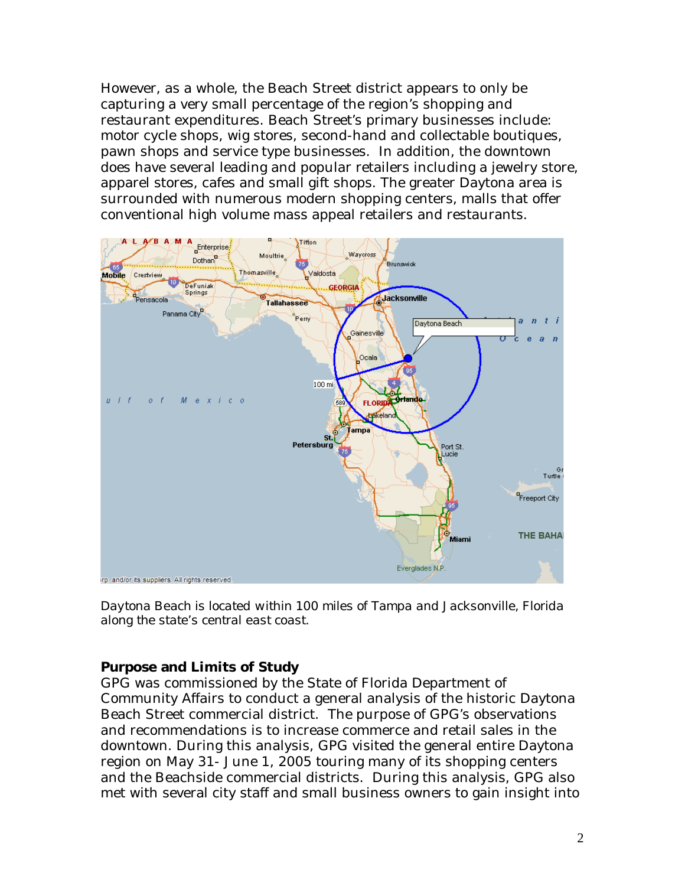However, as a whole, the Beach Street district appears to only be capturing a very small percentage of the region's shopping and restaurant expenditures. Beach Street's primary businesses include: motor cycle shops, wig stores, second-hand and collectable boutiques, pawn shops and service type businesses. In addition, the downtown does have several leading and popular retailers including a jewelry store, apparel stores, cafes and small gift shops. The greater Daytona area is surrounded with numerous modern shopping centers, malls that offer conventional high volume mass appeal retailers and restaurants.

Daytona Beach is located within 100 miles of Tampa and Jacksonville, Florida along the state's central east coast.

### Purpose and Limits of Study

GPG was commissioned by the State of Florida Department of Community Affairs to conduct a general analysis of the historic Daytona Beach Street commercial district. The purpose of GPG's observations and recommendations is to increase commerce and retail sales in the downtown. During this analysis, GPG visited the general entire Daytona region on May 31- June 1, 2005 touring many of its shopping centers and the Beachside commercial districts. During this analysis, GPG also met with several city staff and small business owners to gain insight into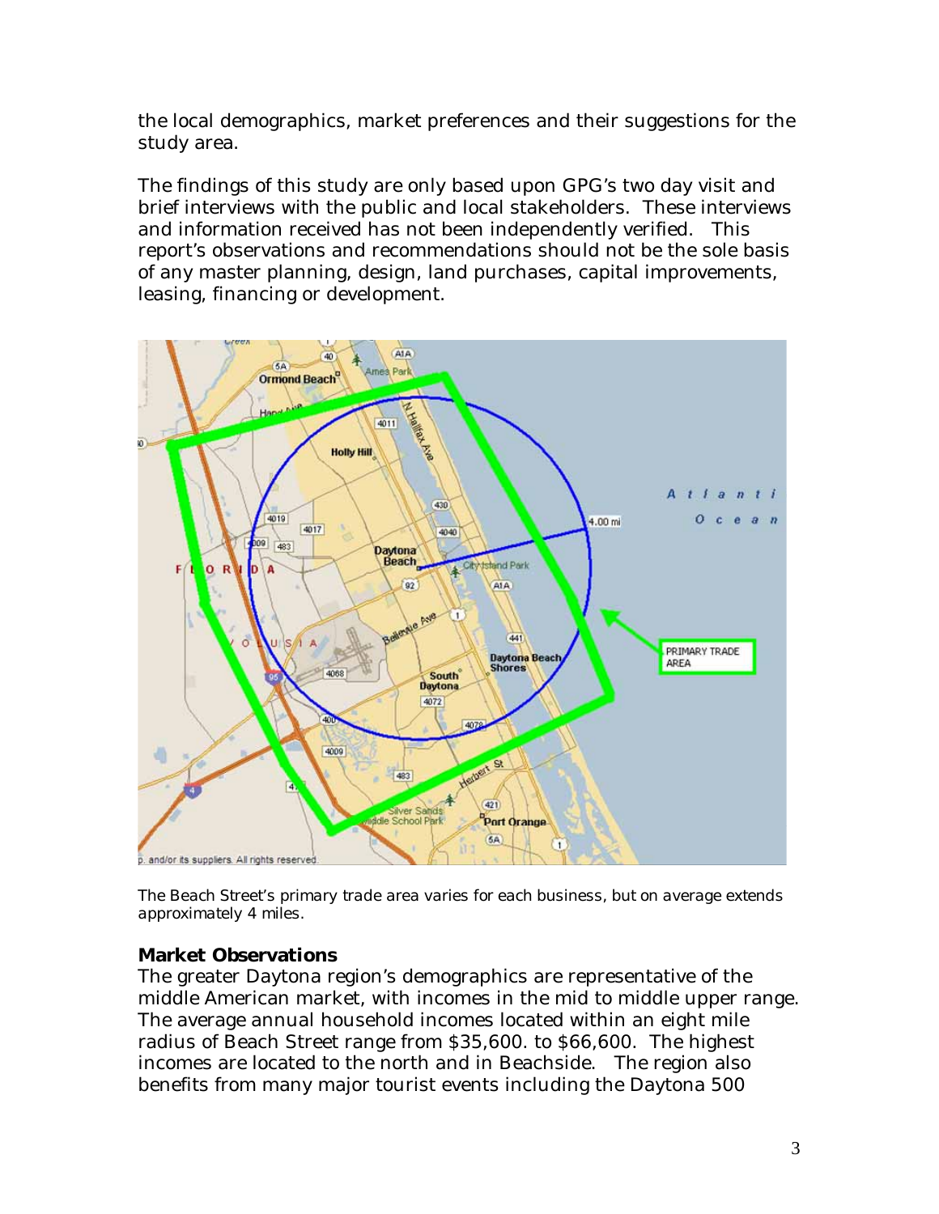the local demographics, market preferences and their suggestions for the study area.

The findings of this study are only based upon GPG's two day visit and brief interviews with the public and local stakeholders. These interviews and information received has not been independently verified. This report's observations and recommendations should not be the sole basis of any master planning, design, land purchases, capital improvements, leasing, financing or development.

The Beach Street's primary trade area varies for each business, but on average extends approximately 4 miles.

**Market Observations**

The greater Daytona region's demographics are representative of the middle American market, with incomes in the mid to middle upper range. The average annual household incomes located within an eight mile radius of Beach Street range from $35,600. to $66,600. The highest incomes are located to the north and in Beachside. The region also benefits from many major tourist events including the Daytona 500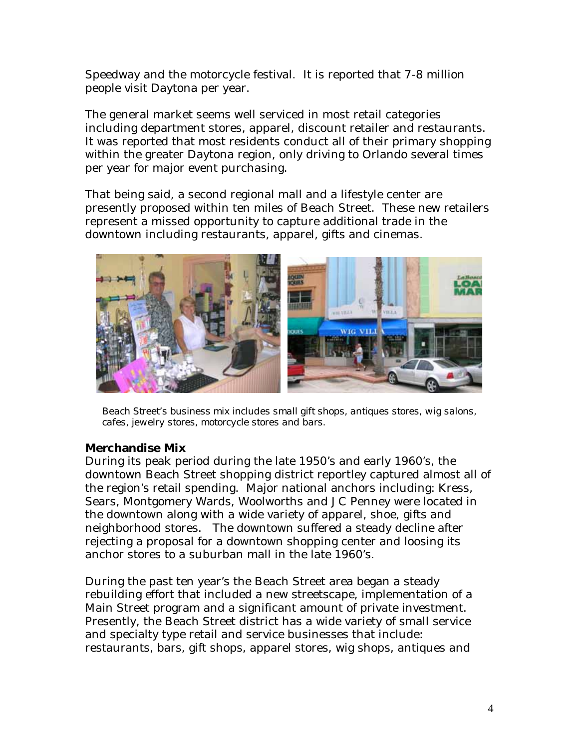Speedway and the motorcycle festival. It is reported that 7-8 million people visit Daytona per year.

The general market seems well serviced in most retail categories including department stores, apparel, discount retailer and restaurants. It was reported that most residents conduct all of their primary shopping within the greater Daytona region, only driving to Orlando several times per year for major event purchasing.

That being said, a second regional mall and a lifestyle center are presently proposed within ten miles of Beach Street. These new retailers represent a missed opportunity to capture additional trade in the downtown including restaurants, apparel, gifts and cinemas.

*Beach Street's business mix includes small gift shops, antiques stores, wig salons, cafes, jewelry stores, motorcycle stores and bars.*

**Merchandise Mix**

During its peak period during the late 1950's and early 1960's, the downtown Beach Street shopping district reportley captured almost all of the region's retail spending. Major national anchors including: Kress, Sears, Montgomery Wards, Woolworths and J C Penney were located in the downtown along with a wide variety of apparel, shoe, gifts and neighborhood stores. The downtown suffered a steady decline after rejecting a proposal for a downtown shopping center and loosing its anchor stores to a suburban mall in the late 1960's.

During the past ten year's the Beach Street area began a steady rebuilding effort that included a new streetscape, implementation of a Main Street program and a significant amount of private investment. Presently, the Beach Street district has a wide variety of small service and specialty type retail and service businesses that include: restaurants, bars, gift shops, apparel stores, wig shops, antiques and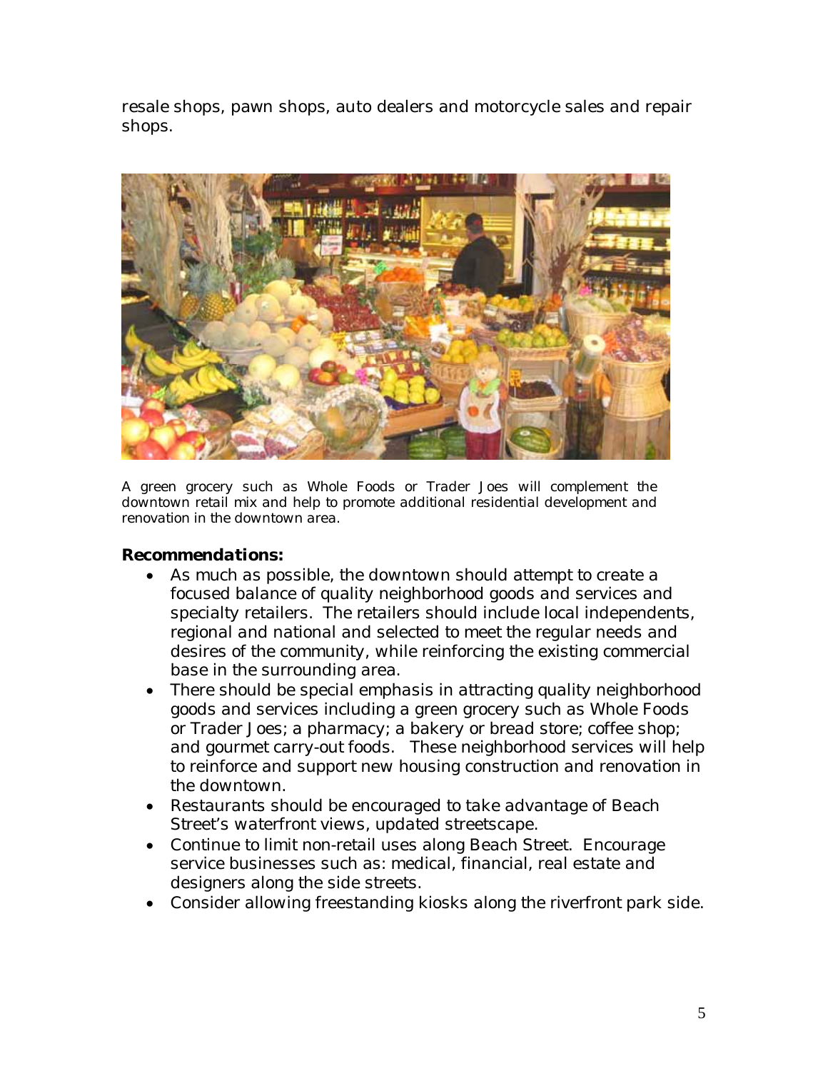resale shops, pawn shops, auto dealers and motorcycle sales and repair shops.

*A green grocery such as Whole Foods or Trader Joes will complement the downtown retail mix and help to promote additional residential development and renovation in the downtown area.*

**Recommendations:**

- As much as possible, the downtown should attempt to create a focused balance of quality neighborhood goods and services and specialty retailers. The retailers should include local independents, regional and national and selected to meet the regular needs and desires of the community, while reinforcing the existing commercial base in the surrounding area.
- There should be special emphasis in attracting quality neighborhood goods and services including a green grocery such as Whole Foods or Trader Joes; a pharmacy; a bakery or bread store; coffee shop; and gourmet carry-out foods. These neighborhood services will help to reinforce and support new housing construction and renovation in the downtown.
- Restaurants should be encouraged to take advantage of Beach Street's waterfront views, updated streetscape.
- Continue to limit non-retail uses along Beach Street. Encourage service businesses such as: medical, financial, real estate and designers along the side streets.
- Consider allowing freestanding kiosks along the riverfront park side.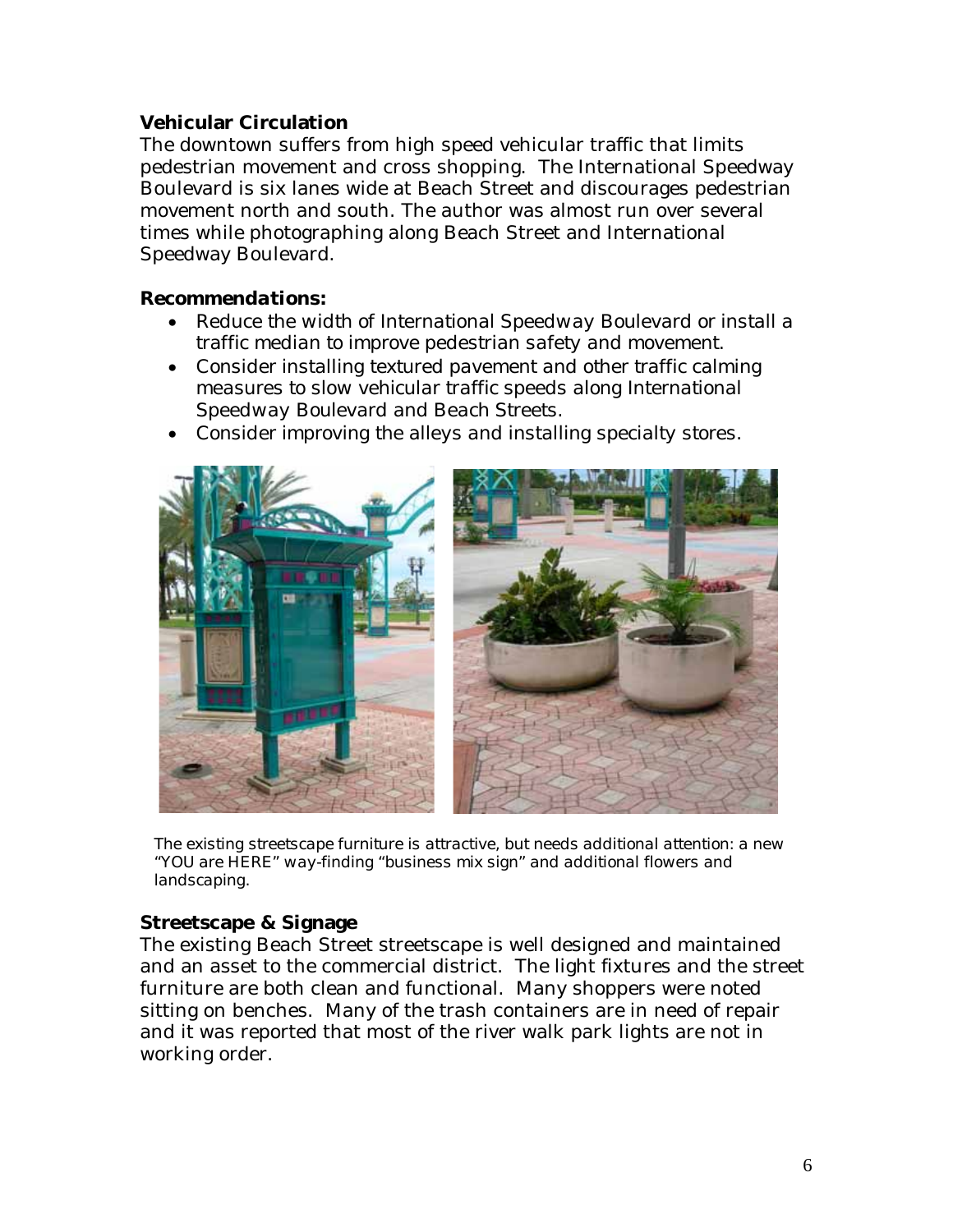### Vehicular Circulation

The downtown suffers from high speed vehicular traffic that limits pedestrian movement and cross shopping. The International Speedway Boulevard is six lanes wide at Beach Street and discourages pedestrian movement north and south. The author was almost run over several times while photographing along Beach Street and International Speedway Boulevard.

***Recommendations:***

- Reduce the width of International Speedway Boulevard or install a traffic median to improve pedestrian safety and movement.
- Consider installing textured pavement and other traffic calming measures to slow vehicular traffic speeds along International Speedway Boulevard and Beach Streets.
- Consider improving the alleys and installing specialty stores.

The existing streetscape furniture is attractive, but needs additional attention: a new "YOU are HERE" way-finding "business mix sign" and additional flowers and landscaping.

### Streetscape & Signage

The existing Beach Street streetscape is well designed and maintained and an asset to the commercial district. The light fixtures and the street furniture are both clean and functional. Many shoppers were noted sitting on benches. Many of the trash containers are in need of repair and it was reported that most of the river walk park lights are not in working order.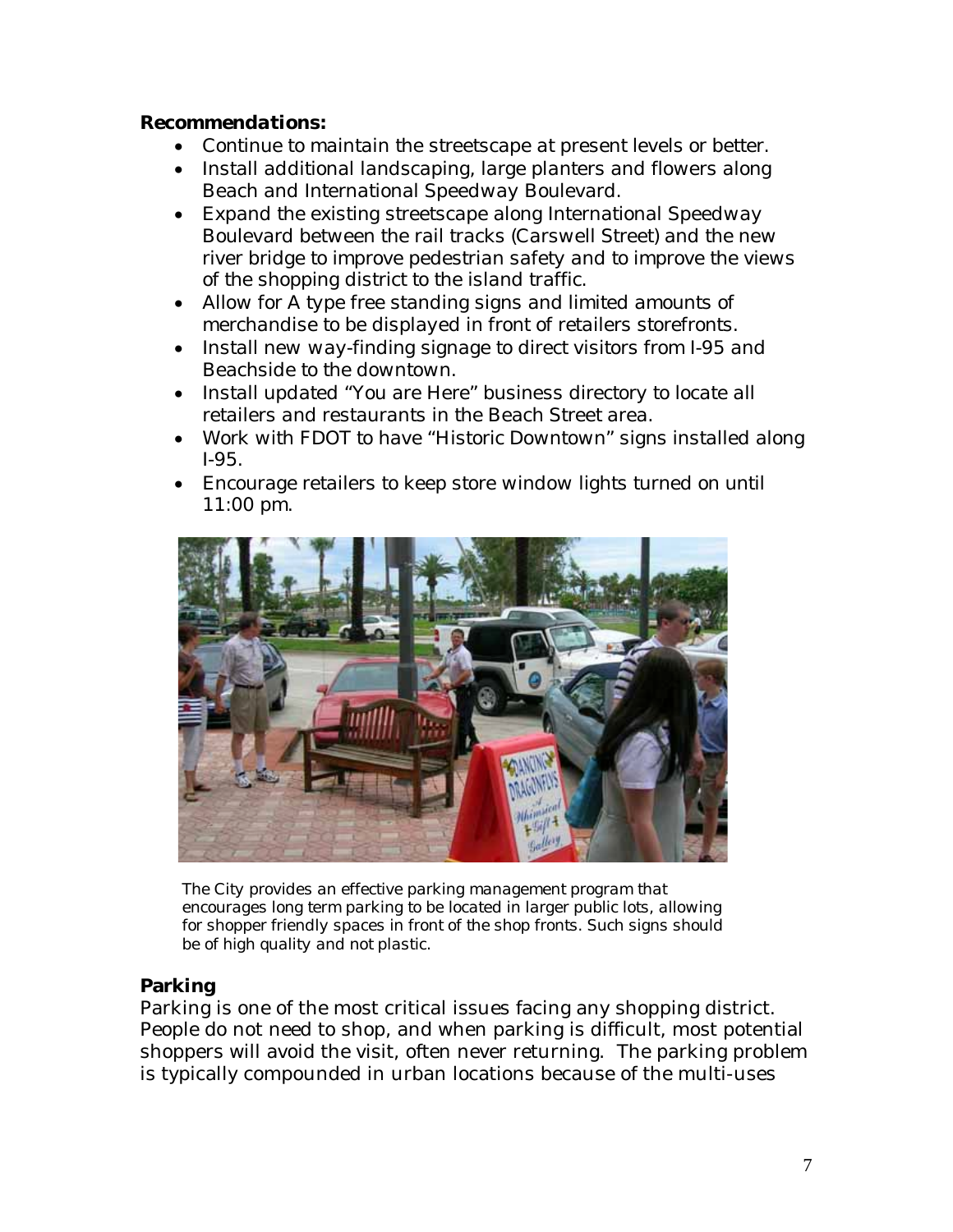**Recommendations:**

- Continue to maintain the streetscape at present levels or better.
- Install additional landscaping, large planters and flowers along Beach and International Speedway Boulevard.
- Expand the existing streetscape along International Speedway Boulevard between the rail tracks (Carswell Street) and the new river bridge to improve pedestrian safety and to improve the views of the shopping district to the island traffic.
- Allow for A type free standing signs and limited amounts of merchandise to be displayed in front of retailers storefronts.
- Install new way-finding signage to direct visitors from I-95 and Beachside to the downtown.
- Install updated "You are Here" business directory to locate all retailers and restaurants in the Beach Street area.
- Work with FDOT to have "Historic Downtown" signs installed along I-95.
- Encourage retailers to keep store window lights turned on until 11:00 pm.

The City provides an effective parking management program that encourages long term parking to be located in larger public lots, allowing for shopper friendly spaces in front of the shop fronts. Such signs should be of high quality and not plastic.

## Parking

Parking is one of the most critical issues facing any shopping district. People do not need to shop, and when parking is difficult, most potential shoppers will avoid the visit, often never returning. The parking problem is typically compounded in urban locations because of the multi-uses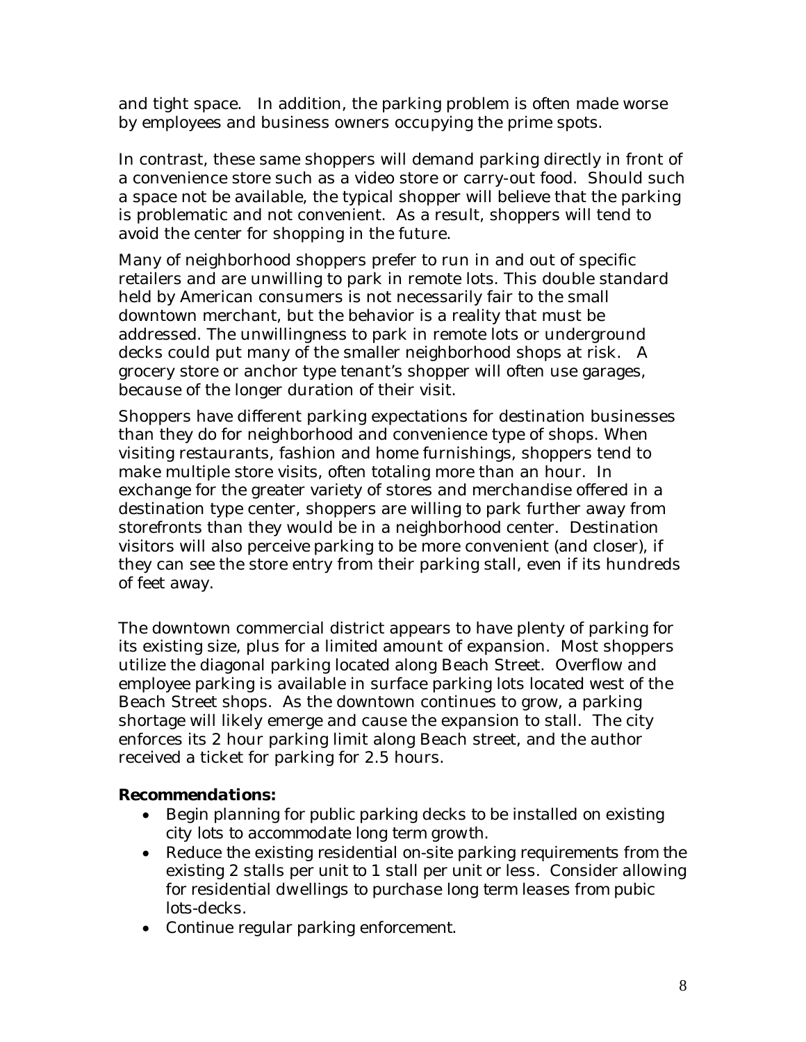and tight space. In addition, the parking problem is often made worse by employees and business owners occupying the prime spots.

In contrast, these same shoppers will demand parking directly in front of a convenience store such as a video store or carry-out food. Should such a space not be available, the typical shopper will believe that the parking is problematic and not convenient. As a result, shoppers will tend to avoid the center for shopping in the future.

Many of neighborhood shoppers prefer to run in and out of specific retailers and are unwilling to park in remote lots. This double standard held by American consumers is not necessarily fair to the small downtown merchant, but the behavior is a reality that must be addressed. The unwillingness to park in remote lots or underground decks could put many of the smaller neighborhood shops at risk. A grocery store or anchor type tenant's shopper will often use garages, because of the longer duration of their visit.

Shoppers have different parking expectations for destination businesses than they do for neighborhood and convenience type of shops. When visiting restaurants, fashion and home furnishings, shoppers tend to make multiple store visits, often totaling more than an hour. In exchange for the greater variety of stores and merchandise offered in a destination type center, shoppers are willing to park further away from storefronts than they would be in a neighborhood center. Destination visitors will also perceive parking to be more convenient (and closer), if they can see the store entry from their parking stall, even if its hundreds of feet away.

The downtown commercial district appears to have plenty of parking for its existing size, plus for a limited amount of expansion. Most shoppers utilize the diagonal parking located along Beach Street. Overflow and employee parking is available in surface parking lots located west of the Beach Street shops. As the downtown continues to grow, a parking shortage will likely emerge and cause the expansion to stall. The city enforces its 2 hour parking limit along Beach street, and the author received a ticket for parking for 2.5 hours.

***Recommendations:***

- Begin planning for public parking decks to be installed on existing city lots to accommodate long term growth.
- Reduce the existing residential on-site parking requirements from the existing 2 stalls per unit to 1 stall per unit or less. Consider allowing for residential dwellings to purchase long term leases from pubic lots-decks.
- Continue regular parking enforcement.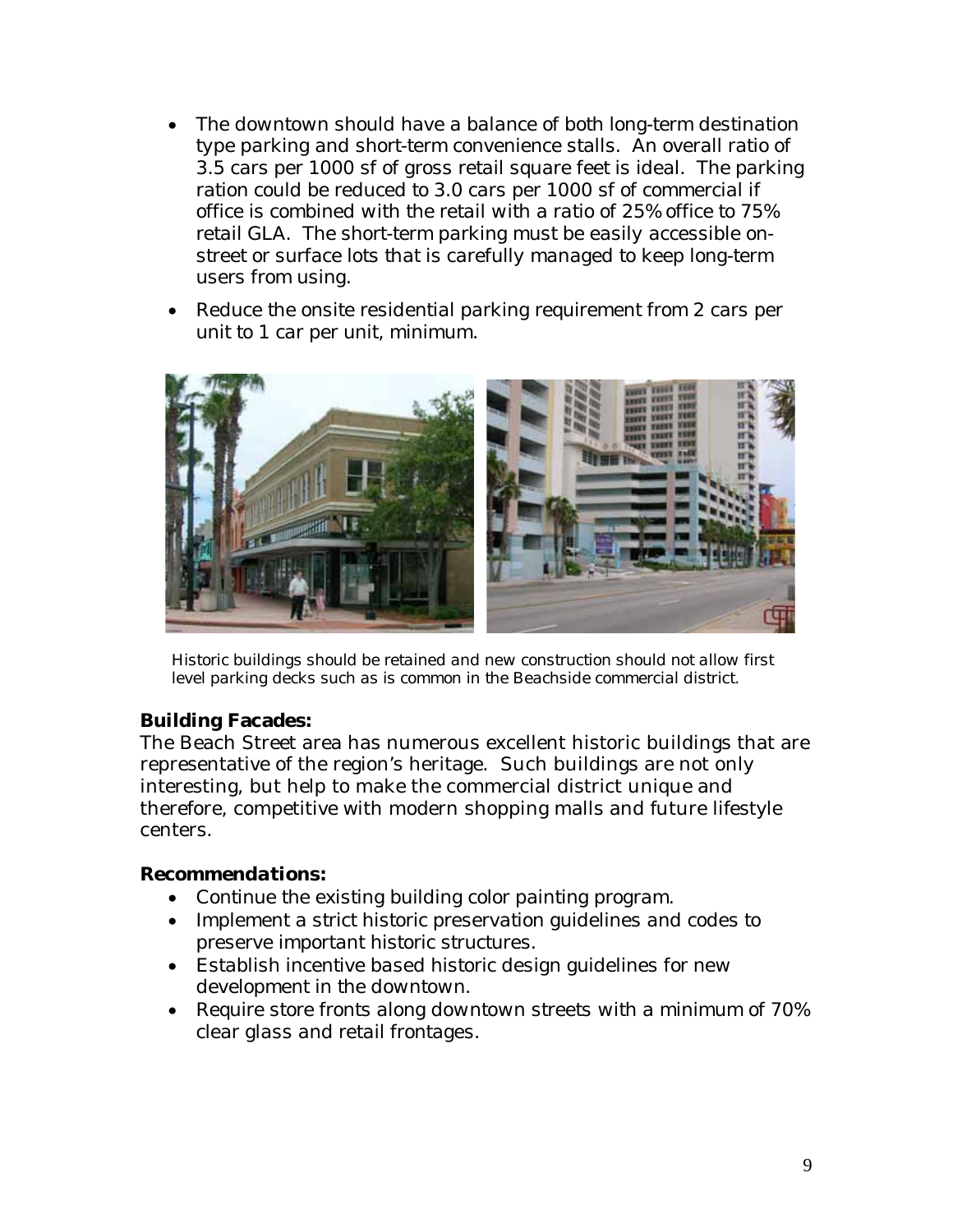- The downtown should have a balance of both long-term destination type parking and short-term convenience stalls. An overall ratio of 3.5 cars per 1000 sf of gross retail square feet is ideal. The parking ration could be reduced to 3.0 cars per 1000 sf of commercial if office is combined with the retail with a ratio of 25% office to 75% retail GLA. The short-term parking must be easily accessible on-street or surface lots that is carefully managed to keep long-term users from using.
- Reduce the onsite residential parking requirement from 2 cars per unit to 1 car per unit, minimum.

Historic buildings should be retained and new construction should not allow first level parking decks such as is common in the Beachside commercial district.

**Building Facades:**
The Beach Street area has numerous excellent historic buildings that are representative of the region's heritage. Such buildings are not only interesting, but help to make the commercial district unique and therefore, competitive with modern shopping malls and future lifestyle centers.

***Recommendations:***

- Continue the existing building color painting program.
- Implement a strict historic preservation guidelines and codes to preserve important historic structures.
- Establish incentive based historic design guidelines for new development in the downtown.
- Require store fronts along downtown streets with a minimum of 70% clear glass and retail frontages.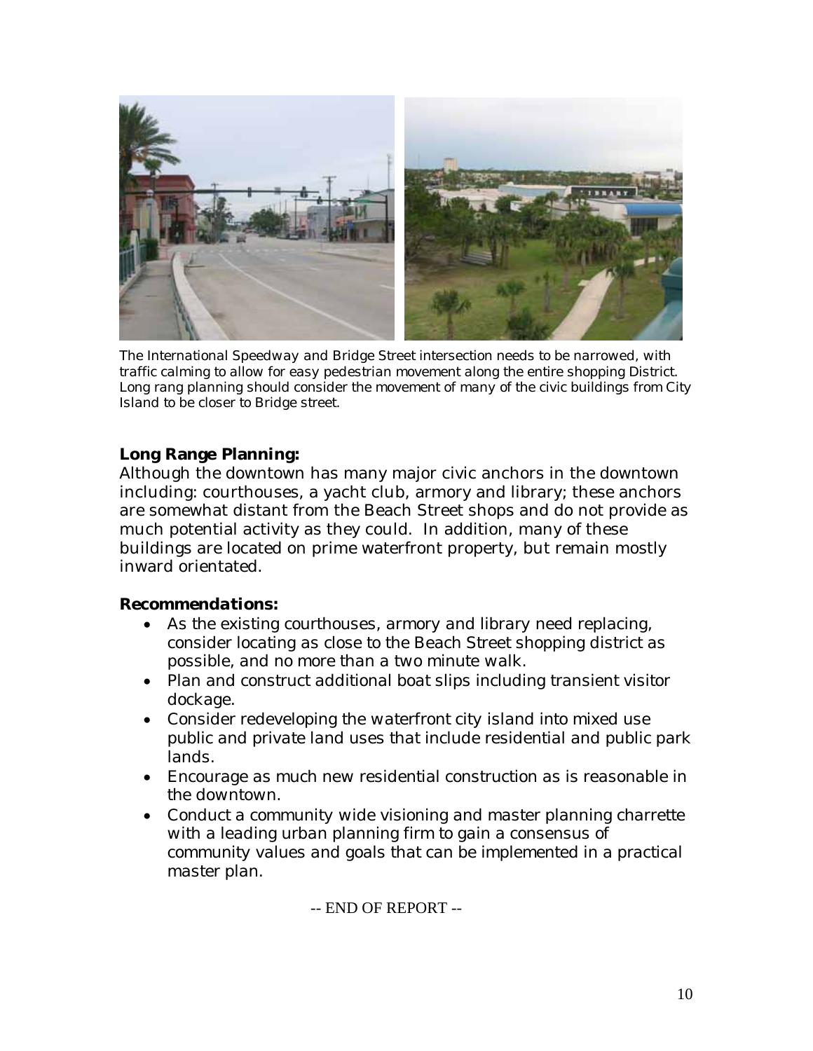The International Speedway and Bridge Street intersection needs to be narrowed, with traffic calming to allow for easy pedestrian movement along the entire shopping District. Long rang planning should consider the movement of many of the civic buildings from City Island to be closer to Bridge street.

**Long Range Planning:**

Although the downtown has many major civic anchors in the downtown including: courthouses, a yacht club, armory and library; these anchors are somewhat distant from the Beach Street shops and do not provide as much potential activity as they could. In addition, many of these buildings are located on prime waterfront property, but remain mostly inward orientated.

***Recommendations:***

- As the existing courthouses, armory and library need replacing, consider locating as close to the Beach Street shopping district as possible, and no more than a two minute walk.
- Plan and construct additional boat slips including transient visitor dockage.
- Consider redeveloping the waterfront city island into mixed use public and private land uses that include residential and public park lands.
- Encourage as much new residential construction as is reasonable in the downtown.
- Conduct a community wide visioning and master planning charrette with a leading urban planning firm to gain a consensus of community values and goals that can be implemented in a practical master plan.

-- END OF REPORT --